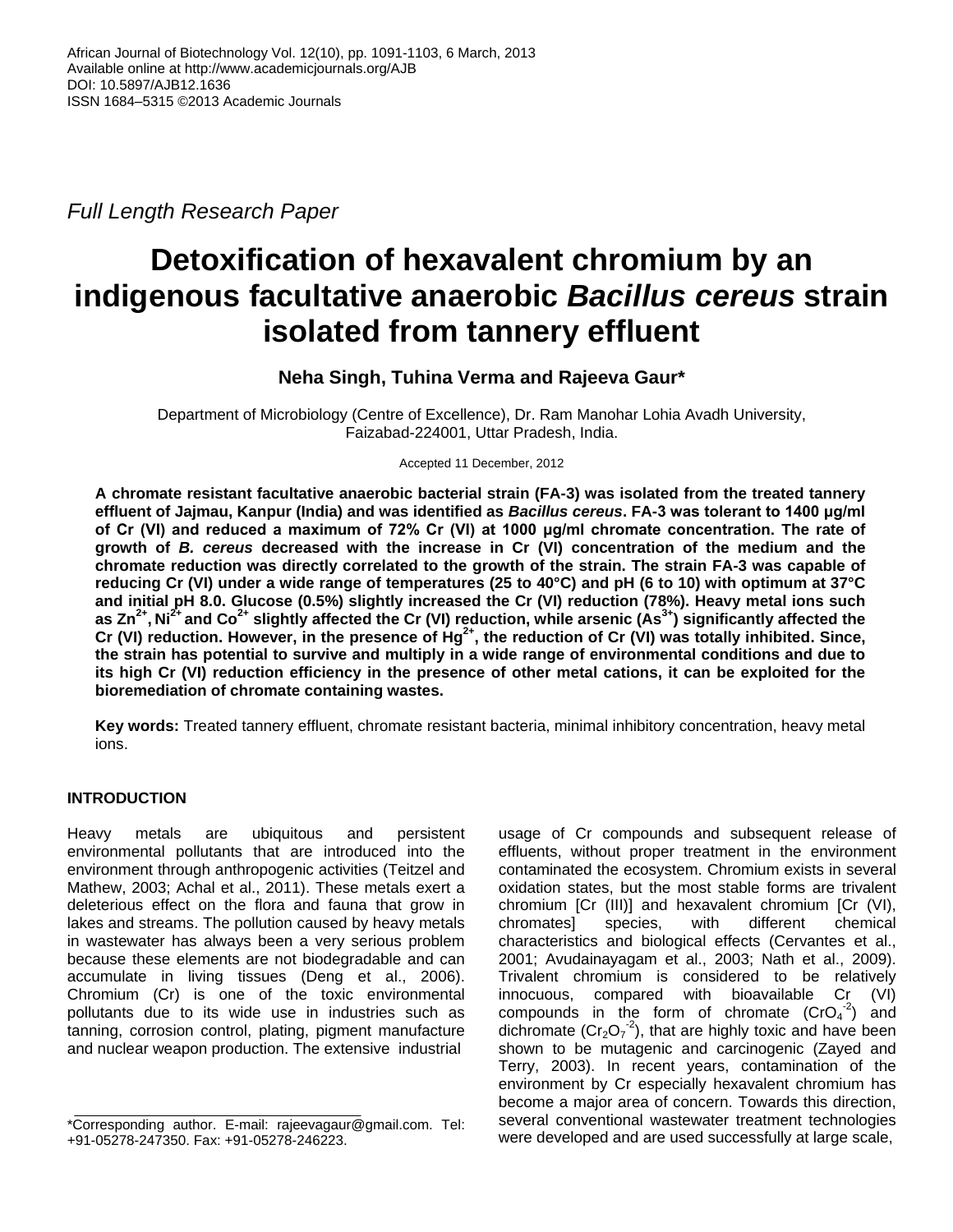Full Length Research Paper

# Detoxification of hexavalent chromium by an indigenous facultative anaerobic *Bacillus cereus* strain isolated from tannery effluent

**Neha Singh, Tuhina Verma and Rajeeva Gaur***

Department of Microbiology (Centre of Excellence), Dr. Ram Manohar Lohia Avadh University, Faizabad-224001, Uttar Pradesh, India.

Accepted 11 December, 2012

**A chromate resistant facultative anaerobic bacterial strain (FA-3) was isolated from the treated tannery effluent of Jajmau, Kanpur (India) and was identified as *Bacillus cereus*. FA-3 was tolerant to 1400 µg/ml of Cr (VI) and reduced a maximum of 72% Cr (VI) at 1000 µg/ml chromate concentration. The rate of growth of *B. cereus* decreased with the increase in Cr (VI) concentration of the medium and the chromate reduction was directly correlated to the growth of the strain. The strain FA-3 was capable of reducing Cr (VI) under a wide range of temperatures (25 to 40°C) and pH (6 to 10) with optimum at 37°C and initial pH 8.0. Glucose (0.5%) slightly increased the Cr (VI) reduction (78%). Heavy metal ions such as $Zn^{2+}$, $Ni^{2+}$ and $Co^{2+}$ slightly affected the Cr (VI) reduction, while arsenic ($As^{3+}$) significantly affected the Cr (VI) reduction. However, in the presence of $Hg^{2+}$, the reduction of Cr (VI) was totally inhibited. Since, the strain has potential to survive and multiply in a wide range of environmental conditions and due to its high Cr (VI) reduction efficiency in the presence of other metal cations, it can be exploited for the bioremediation of chromate containing wastes.**

**Key words:** Treated tannery effluent, chromate resistant bacteria, minimal inhibitory concentration, heavy metal ions.

## INTRODUCTION

Heavy metals are ubiquitous and persistent environmental pollutants that are introduced into the environment through anthropogenic activities (Teitzel and Mathew, 2003; Achal et al., 2011). These metals exert a deleterious effect on the flora and fauna that grow in lakes and streams. The pollution caused by heavy metals in wastewater has always been a very serious problem because these elements are not biodegradable and can accumulate in living tissues (Deng et al., 2006). Chromium (Cr) is one of the toxic environmental pollutants due to its wide use in industries such as tanning, corrosion control, plating, pigment manufacture and nuclear weapon production. The extensive industrial usage of Cr compounds and subsequent release of effluents, without proper treatment in the environment contaminated the ecosystem. Chromium exists in several oxidation states, but the most stable forms are trivalent chromium [Cr (III)] and hexavalent chromium [Cr (VI), chromates] species, with different chemical characteristics and biological effects (Cervantes et al., 2001; Avudainayagam et al., 2003; Nath et al., 2009). Trivalent chromium is considered to be relatively innocuous, compared with bioavailable Cr (VI) compounds in the form of chromate ($CrO_4^{-2}$) and dichromate ($Cr_2O_7^{-2}$), that are highly toxic and have been shown to be mutagenic and carcinogenic (Zayed and Terry, 2003). In recent years, contamination of the environment by Cr especially hexavalent chromium has become a major area of concern. Towards this direction, several conventional wastewater treatment technologies were developed and are used successfully at large scale,

*Corresponding author. E-mail: rajeevagaur@gmail.com. Tel: +91-05278-247350. Fax: +91-05278-246223.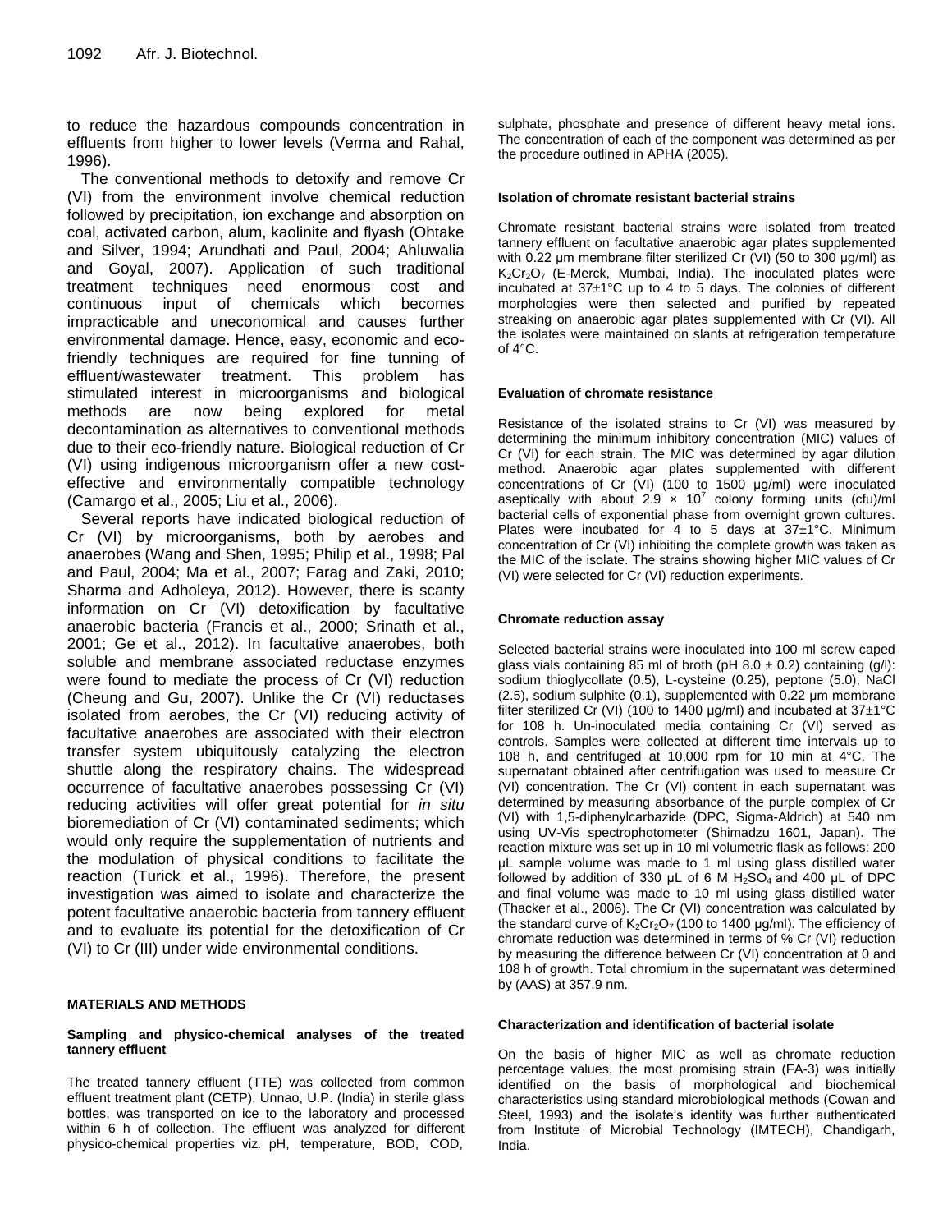to reduce the hazardous compounds concentration in effluents from higher to lower levels (Verma and Rahal, 1996).

The conventional methods to detoxify and remove Cr (VI) from the environment involve chemical reduction followed by precipitation, ion exchange and absorption on coal, activated carbon, alum, kaolinite and flyash (Ohtake and Silver, 1994; Arundhati and Paul, 2004; Ahluwalia and Goyal, 2007). Application of such traditional treatment techniques need enormous cost and continuous input of chemicals which becomes impracticable and uneconomical and causes further environmental damage. Hence, easy, economic and eco-friendly techniques are required for fine tunning of effluent/wastewater treatment. This problem has stimulated interest in microorganisms and biological methods are now being explored for metal decontamination as alternatives to conventional methods due to their eco-friendly nature. Biological reduction of Cr (VI) using indigenous microorganism offer a new cost-effective and environmentally compatible technology (Camargo et al., 2005; Liu et al., 2006).

Several reports have indicated biological reduction of Cr (VI) by microorganisms, both by aerobes and anaerobes (Wang and Shen, 1995; Philip et al., 1998; Pal and Paul, 2004; Ma et al., 2007; Farag and Zaki, 2010; Sharma and Adholeya, 2012). However, there is scanty information on Cr (VI) detoxification by facultative anaerobic bacteria (Francis et al., 2000; Srinath et al., 2001; Ge et al., 2012). In facultative anaerobes, both soluble and membrane associated reductase enzymes were found to mediate the process of Cr (VI) reduction (Cheung and Gu, 2007). Unlike the Cr (VI) reductases isolated from aerobes, the Cr (VI) reducing activity of facultative anaerobes are associated with their electron transfer system ubiquitously catalyzing the electron shuttle along the respiratory chains. The widespread occurrence of facultative anaerobes possessing Cr (VI) reducing activities will offer great potential for *in situ* bioremediation of Cr (VI) contaminated sediments; which would only require the supplementation of nutrients and the modulation of physical conditions to facilitate the reaction (Turick et al., 1996). Therefore, the present investigation was aimed to isolate and characterize the potent facultative anaerobic bacteria from tannery effluent and to evaluate its potential for the detoxification of Cr (VI) to Cr (III) under wide environmental conditions.

## MATERIALS AND METHODS

### Sampling and physico-chemical analyses of the treated tannery effluent

The treated tannery effluent (TTE) was collected from common effluent treatment plant (CETP), Unnao, U.P. (India) in sterile glass bottles, was transported on ice to the laboratory and processed within 6 h of collection. The effluent was analyzed for different physico-chemical properties viz. pH, temperature, BOD, COD, sulphate, phosphate and presence of different heavy metal ions. The concentration of each of the component was determined as per the procedure outlined in APHA (2005).

### Isolation of chromate resistant bacterial strains

Chromate resistant bacterial strains were isolated from treated tannery effluent on facultative anaerobic agar plates supplemented with 0.22 µm membrane filter sterilized Cr (VI) (50 to 300 µg/ml) as $K_2Cr_2O_7$ (E-Merck, Mumbai, India). The inoculated plates were incubated at 37±1°C up to 4 to 5 days. The colonies of different morphologies were then selected and purified by repeated streaking on anaerobic agar plates supplemented with Cr (VI). All the isolates were maintained on slants at refrigeration temperature of 4°C.

### Evaluation of chromate resistance

Resistance of the isolated strains to Cr (VI) was measured by determining the minimum inhibitory concentration (MIC) values of Cr (VI) for each strain. The MIC was determined by agar dilution method. Anaerobic agar plates supplemented with different concentrations of Cr (VI) (100 to 1500 µg/ml) were inoculated aseptically with about $2.9 \times 10^7$ colony forming units (cfu)/ml bacterial cells of exponential phase from overnight grown cultures. Plates were incubated for 4 to 5 days at 37±1°C. Minimum concentration of Cr (VI) inhibiting the complete growth was taken as the MIC of the isolate. The strains showing higher MIC values of Cr (VI) were selected for Cr (VI) reduction experiments.

### Chromate reduction assay

Selected bacterial strains were inoculated into 100 ml screw caped glass vials containing 85 ml of broth (pH 8.0 ± 0.2) containing (g/l): sodium thioglycollate (0.5), L-cysteine (0.25), peptone (5.0), NaCl (2.5), sodium sulphite (0.1), supplemented with 0.22 µm membrane filter sterilized Cr (VI) (100 to 1400 µg/ml) and incubated at 37±1°C for 108 h. Un-inoculated media containing Cr (VI) served as controls. Samples were collected at different time intervals up to 108 h, and centrifuged at 10,000 rpm for 10 min at 4°C. The supernatant obtained after centrifugation was used to measure Cr (VI) concentration. The Cr (VI) content in each supernatant was determined by measuring absorbance of the purple complex of Cr (VI) with 1,5-diphenylcarbazide (DPC, Sigma-Aldrich) at 540 nm using UV-Vis spectrophotometer (Shimadzu 1601, Japan). The reaction mixture was set up in 10 ml volumetric flask as follows: 200 µL sample volume was made to 1 ml using glass distilled water followed by addition of 330 µL of 6 M $H_2SO_4$ and 400 µL of DPC and final volume was made to 10 ml using glass distilled water (Thacker et al., 2006). The Cr (VI) concentration was calculated by the standard curve of $K_2Cr_2O_7$ (100 to 1400 µg/ml). The efficiency of chromate reduction was determined in terms of % Cr (VI) reduction by measuring the difference between Cr (VI) concentration at 0 and 108 h of growth. Total chromium in the supernatant was determined by (AAS) at 357.9 nm.

### Characterization and identification of bacterial isolate

On the basis of higher MIC as well as chromate reduction percentage values, the most promising strain (FA-3) was initially identified on the basis of morphological and biochemical characteristics using standard microbiological methods (Cowan and Steel, 1993) and the isolate's identity was further authenticated from Institute of Microbial Technology (IMTECH), Chandigarh, India.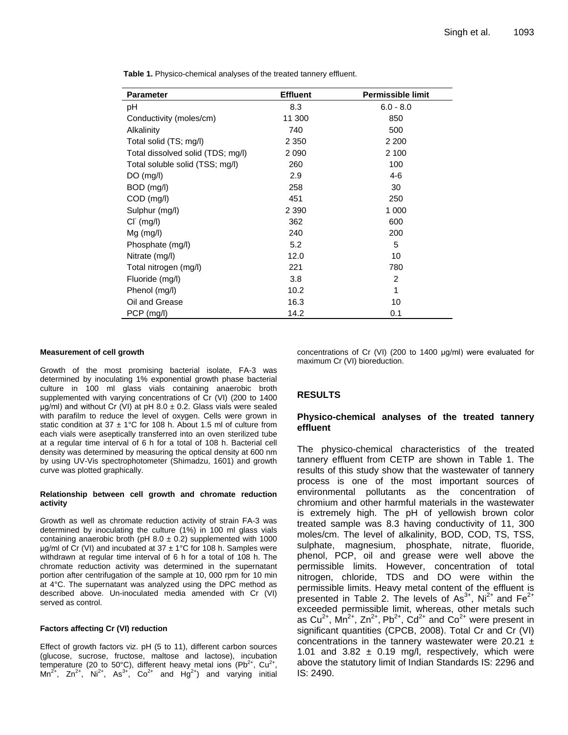**Table 1.** Physico-chemical analyses of the treated tannery effluent.

| Parameter | Effluent | Permissible limit |
|---|---|---|
| pH | 8.3 | 6.0 - 8.0 |
| Conductivity (moles/cm) | 11 300 | 850 |
| Alkalinity | 740 | 500 |
| Total solid (TS; mg/l) | 2 350 | 2 200 |
| Total dissolved solid (TDS; mg/l) | 2 090 | 2 100 |
| Total soluble solid (TSS; mg/l) | 260 | 100 |
| DO (mg/l) | 2.9 | 4-6 |
| BOD (mg/l) | 258 | 30 |
| COD (mg/l) | 451 | 250 |
| Sulphur (mg/l) | 2 390 | 1 000 |
| $Cl^{-}$ (mg/l) | 362 | 600 |
| Mg (mg/l) | 240 | 200 |
| Phosphate (mg/l) | 5.2 | 5 |
| Nitrate (mg/l) | 12.0 | 10 |
| Total nitrogen (mg/l) | 221 | 780 |
| Fluoride (mg/l) | 3.8 | 2 |
| Phenol (mg/l) | 10.2 | 1 |
| Oil and Grease | 16.3 | 10 |
| PCP (mg/l) | 14.2 | 0.1 |

#### Measurement of cell growth

Growth of the most promising bacterial isolate, FA-3 was determined by inoculating 1% exponential growth phase bacterial culture in 100 ml glass vials containing anaerobic broth supplemented with varying concentrations of Cr (VI) (200 to 1400 µg/ml) and without Cr (VI) at pH 8.0 ± 0.2. Glass vials were sealed with parafilm to reduce the level of oxygen. Cells were grown in static condition at 37 ± 1°C for 108 h. About 1.5 ml of culture from each vials were aseptically transferred into an oven sterilized tube at a regular time interval of 6 h for a total of 108 h. Bacterial cell density was determined by measuring the optical density at 600 nm by using UV-Vis spectrophotometer (Shimadzu, 1601) and growth curve was plotted graphically.

#### Relationship between cell growth and chromate reduction activity

Growth as well as chromate reduction activity of strain FA-3 was determined by inoculating the culture (1%) in 100 ml glass vials containing anaerobic broth (pH 8.0 ± 0.2) supplemented with 1000 µg/ml of Cr (VI) and incubated at 37 ± 1°C for 108 h. Samples were withdrawn at regular time interval of 6 h for a total of 108 h. The chromate reduction activity was determined in the supernatant portion after centrifugation of the sample at 10, 000 rpm for 10 min at 4°C. The supernatant was analyzed using the DPC method as described above. Un-inoculated media amended with Cr (VI) served as control.

#### Factors affecting Cr (VI) reduction

Effect of growth factors viz. pH (5 to 11), different carbon sources (glucose, sucrose, fructose, maltose and lactose), incubation temperature (20 to 50°C), different heavy metal ions ($Pb^{2+}$, $Cu^{2+}$, $Mn^{2+}$, $Zn^{2+}$, $Ni^{2+}$, $As^{3+}$, $Co^{2+}$ and $Hg^{2+}$) and varying initial concentrations of Cr (VI) (200 to 1400 µg/ml) were evaluated for maximum Cr (VI) bioreduction.

## RESULTS

### Physico-chemical analyses of the treated tannery effluent

The physico-chemical characteristics of the treated tannery effluent from CETP are shown in Table 1. The results of this study show that the wastewater of tannery process is one of the most important sources of environmental pollutants as the concentration of chromium and other harmful materials in the wastewater is extremely high. The pH of yellowish brown color treated sample was 8.3 having conductivity of 11, 300 moles/cm. The level of alkalinity, BOD, COD, TS, TSS, sulphate, magnesium, phosphate, nitrate, fluoride, phenol, PCP, oil and grease were well above the permissible limits. However, concentration of total nitrogen, chloride, TDS and DO were within the permissible limits. Heavy metal content of the effluent is presented in Table 2. The levels of $As^{3+}$, $Ni^{2+}$ and $Fe^{2+}$ exceeded permissible limit, whereas, other metals such as $Cu^{2+}$, $Mn^{2+}$, $Zn^{2+}$, $Pb^{2+}$, $Cd^{2+}$ and $Co^{2+}$ were present in significant quantities (CPCB, 2008). Total Cr and Cr (VI) concentrations in the tannery wastewater were 20.21 ± 1.01 and 3.82 ± 0.19 mg/l, respectively, which were above the statutory limit of Indian Standards IS: 2296 and IS: 2490.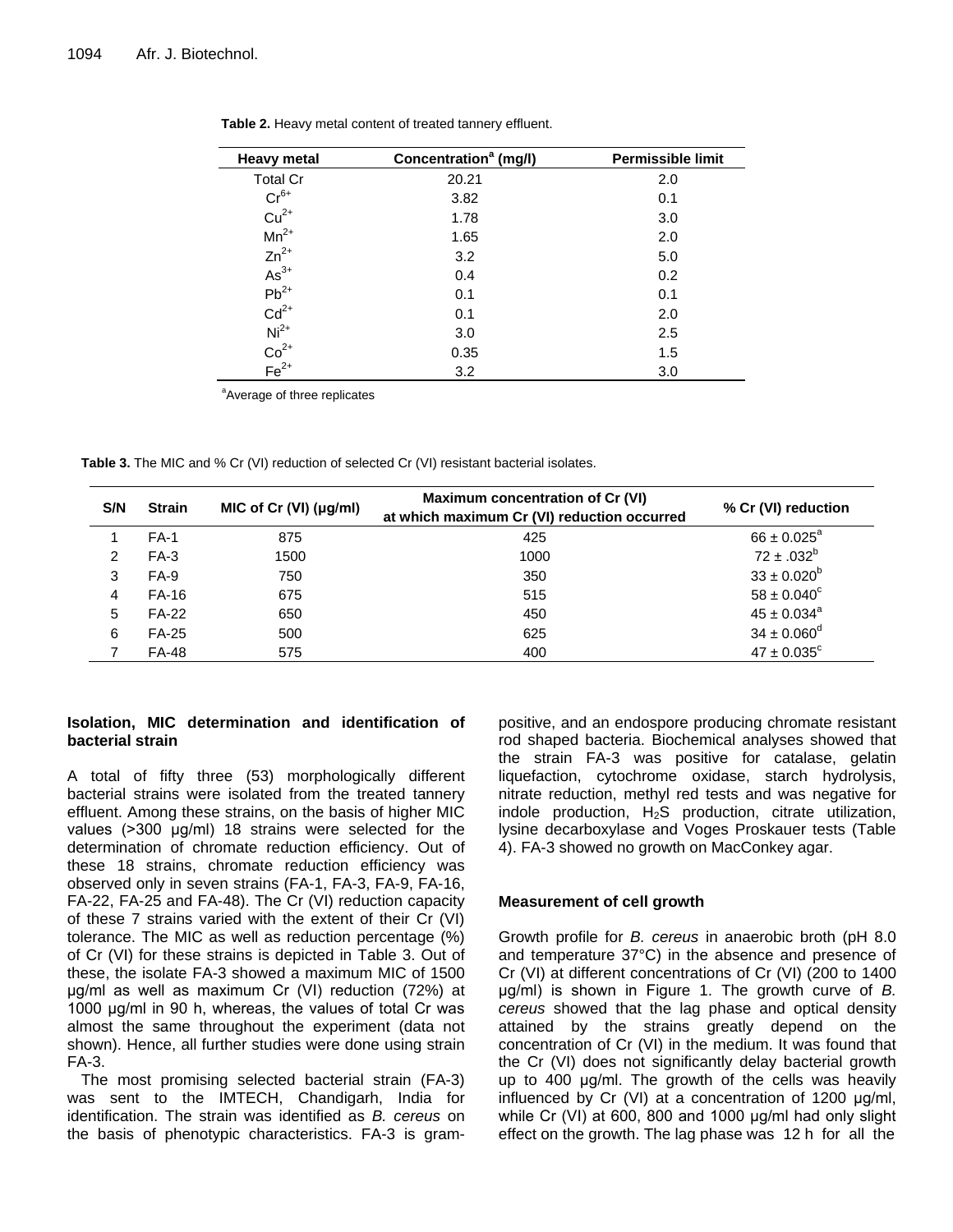**Table 2.** Heavy metal content of treated tannery effluent.

| Heavy metal | Concentration[a] (mg/l) | Permissible limit |
|---|---|---|
| Total Cr | 20.21 | 2.0 |
| $Cr^{6+}$ | 3.82 | 0.1 |
| $Cu^{2+}$ | 1.78 | 3.0 |
| $Mn^{2+}$ | 1.65 | 2.0 |
| $Zn^{2+}$ | 3.2 | 5.0 |
| $As^{3+}$ | 0.4 | 0.2 |
| $Pb^{2+}$ | 0.1 | 0.1 |
| $Cd^{2+}$ | 0.1 | 2.0 |
| $Ni^{2+}$ | 3.0 | 2.5 |
| $Co^{2+}$ | 0.35 | 1.5 |
| $Fe^{2+}$ | 3.2 | 3.0 |

[a]Average of three replicates

**Table 3.** The MIC and % Cr (VI) reduction of selected Cr (VI) resistant bacterial isolates.

| S/N | Strain | MIC of Cr (VI) (µg/ml) | Maximum concentration of Cr (VI) at which maximum Cr (VI) reduction occurred | % Cr (VI) reduction |
|---|---|---|---|---|
| 1 | FA-1 | 875 | 425 | 66 ± 0.025[a] |
| 2 | FA-3 | 1500 | 1000 | 72 ± .032[b] |
| 3 | FA-9 | 750 | 350 | 33 ± 0.020[b] |
| 4 | FA-16 | 675 | 515 | 58 ± 0.040[c] |
| 5 | FA-22 | 650 | 450 | 45 ± 0.034[a] |
| 6 | FA-25 | 500 | 625 | 34 ± 0.060[d] |
| 7 | FA-48 | 575 | 400 | 47 ± 0.035[c] |

**Isolation, MIC determination and identification of bacterial strain**

A total of fifty three (53) morphologically different bacterial strains were isolated from the treated tannery effluent. Among these strains, on the basis of higher MIC values (>300 µg/ml) 18 strains were selected for the determination of chromate reduction efficiency. Out of these 18 strains, chromate reduction efficiency was observed only in seven strains (FA-1, FA-3, FA-9, FA-16, FA-22, FA-25 and FA-48). The Cr (VI) reduction capacity of these 7 strains varied with the extent of their Cr (VI) tolerance. The MIC as well as reduction percentage (%) of Cr (VI) for these strains is depicted in Table 3. Out of these, the isolate FA-3 showed a maximum MIC of 1500 µg/ml as well as maximum Cr (VI) reduction (72%) at 1000 µg/ml in 90 h, whereas, the values of total Cr was almost the same throughout the experiment (data not shown). Hence, all further studies were done using strain FA-3.

The most promising selected bacterial strain (FA-3) was sent to the IMTECH, Chandigarh, India for identification. The strain was identified as *B. cereus* on the basis of phenotypic characteristics. FA-3 is gram-positive, and an endospore producing chromate resistant rod shaped bacteria. Biochemical analyses showed that the strain FA-3 was positive for catalase, gelatin liquefaction, cytochrome oxidase, starch hydrolysis, nitrate reduction, methyl red tests and was negative for indole production, $H_2S$ production, citrate utilization, lysine decarboxylase and Voges Proskauer tests (Table 4). FA-3 showed no growth on MacConkey agar.

**Measurement of cell growth**

Growth profile for *B. cereus* in anaerobic broth (pH 8.0 and temperature 37°C) in the absence and presence of Cr (VI) at different concentrations of Cr (VI) (200 to 1400 µg/ml) is shown in Figure 1. The growth curve of *B. cereus* showed that the lag phase and optical density attained by the strains greatly depend on the concentration of Cr (VI) in the medium. It was found that the Cr (VI) does not significantly delay bacterial growth up to 400 µg/ml. The growth of the cells was heavily influenced by Cr (VI) at a concentration of 1200 µg/ml, while Cr (VI) at 600, 800 and 1000 µg/ml had only slight effect on the growth. The lag phase was 12 h for all the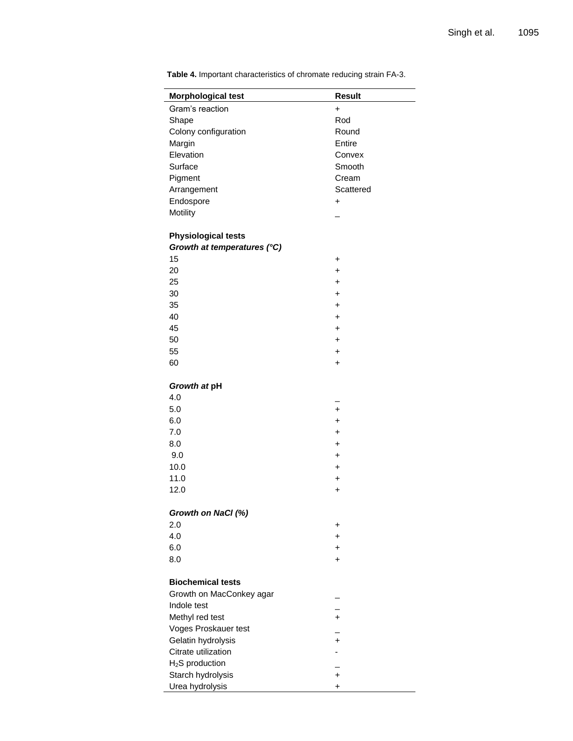**Table 4.** Important characteristics of chromate reducing strain FA-3.

| Morphological test | Result |
|---|---|
| Gram's reaction | + |
| Shape | Rod |
| Colony configuration | Round |
| Margin | Entire |
| Elevation | Convex |
| Surface | Smooth |
| Pigment | Cream |
| Arrangement | Scattered |
| Endospore | + |
| Motility | _ |
| **Physiological tests** | |
| ***Growth at temperatures (°C)*** | |
| 15 | + |
| 20 | + |
| 25 | + |
| 30 | + |
| 35 | + |
| 40 | + |
| 45 | + |
| 50 | + |
| 55 | + |
| 60 | + |
| ***Growth at* pH** | |
| 4.0 | _ |
| 5.0 | + |
| 6.0 | + |
| 7.0 | + |
| 8.0 | + |
| 9.0 | + |
| 10.0 | + |
| 11.0 | + |
| 12.0 | + |
| ***Growth on NaCl (%)*** | |
| 2.0 | + |
| 4.0 | + |
| 6.0 | + |
| 8.0 | + |
| **Biochemical tests** | |
| Growth on MacConkey agar | _ |
| Indole test | _ |
| Methyl red test | + |
| Voges Proskauer test | _ |
| Gelatin hydrolysis | + |
| Citrate utilization | - |
| $H_2S$ production | _ |
| Starch hydrolysis | + |
| Urea hydrolysis | + |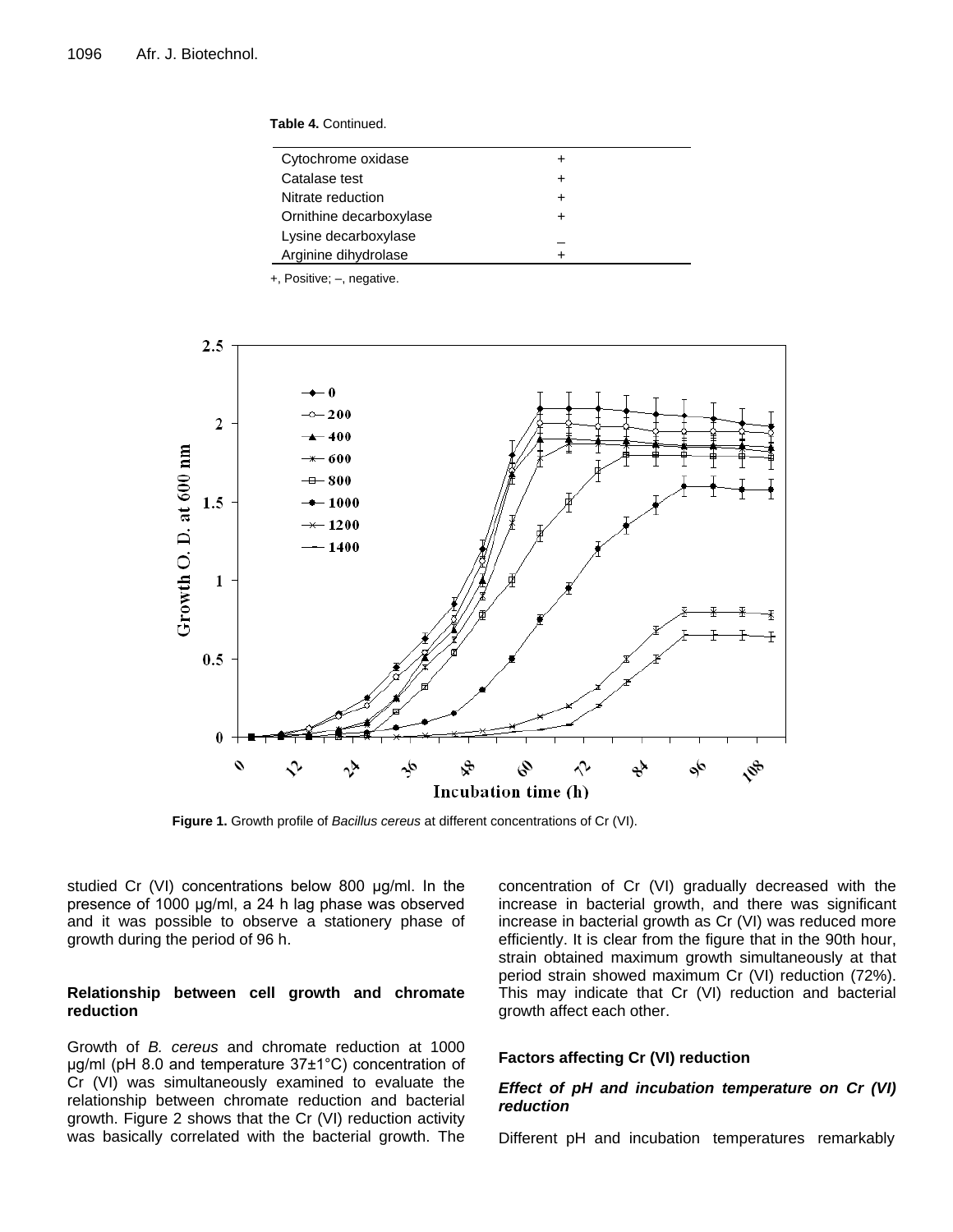**Table 4.** Continued.

| | |
|---|---|
| Cytochrome oxidase | + |
| Catalase test | + |
| Nitrate reduction | + |
| Ornithine decarboxylase | + |
| Lysine decarboxylase | – |
| Arginine dihydrolase | + |

+, Positive; –, negative.

**Figure 1.** Growth profile of *Bacillus cereus* at different concentrations of Cr (VI).

studied Cr (VI) concentrations below 800 µg/ml. In the presence of 1000 µg/ml, a 24 h lag phase was observed and it was possible to observe a stationery phase of growth during the period of 96 h.

### Relationship between cell growth and chromate reduction

Growth of *B. cereus* and chromate reduction at 1000 µg/ml (pH 8.0 and temperature 37±1°C) concentration of Cr (VI) was simultaneously examined to evaluate the relationship between chromate reduction and bacterial growth. Figure 2 shows that the Cr (VI) reduction activity was basically correlated with the bacterial growth. The concentration of Cr (VI) gradually decreased with the increase in bacterial growth, and there was significant increase in bacterial growth as Cr (VI) was reduced more efficiently. It is clear from the figure that in the 90th hour, strain obtained maximum growth simultaneously at that period strain showed maximum Cr (VI) reduction (72%). This may indicate that Cr (VI) reduction and bacterial growth affect each other.

### Factors affecting Cr (VI) reduction

#### *Effect of pH and incubation temperature on Cr (VI) reduction*

Different pH and incubation temperatures remarkably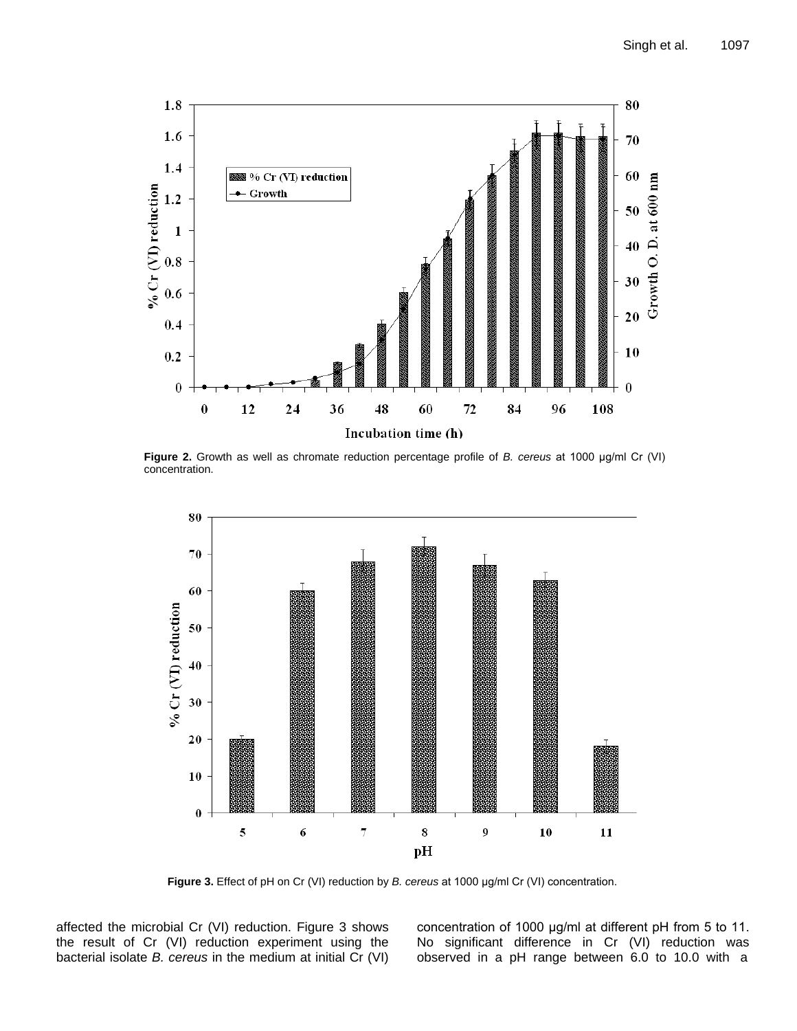**Figure 2.** Growth as well as chromate reduction percentage profile of *B. cereus* at 1000 µg/ml Cr (VI) concentration.

**Figure 3.** Effect of pH on Cr (VI) reduction by *B. cereus* at 1000 µg/ml Cr (VI) concentration.

affected the microbial Cr (VI) reduction. Figure 3 shows the result of Cr (VI) reduction experiment using the bacterial isolate *B. cereus* in the medium at initial Cr (VI) concentration of 1000 µg/ml at different pH from 5 to 11. No significant difference in Cr (VI) reduction was observed in a pH range between 6.0 to 10.0 with a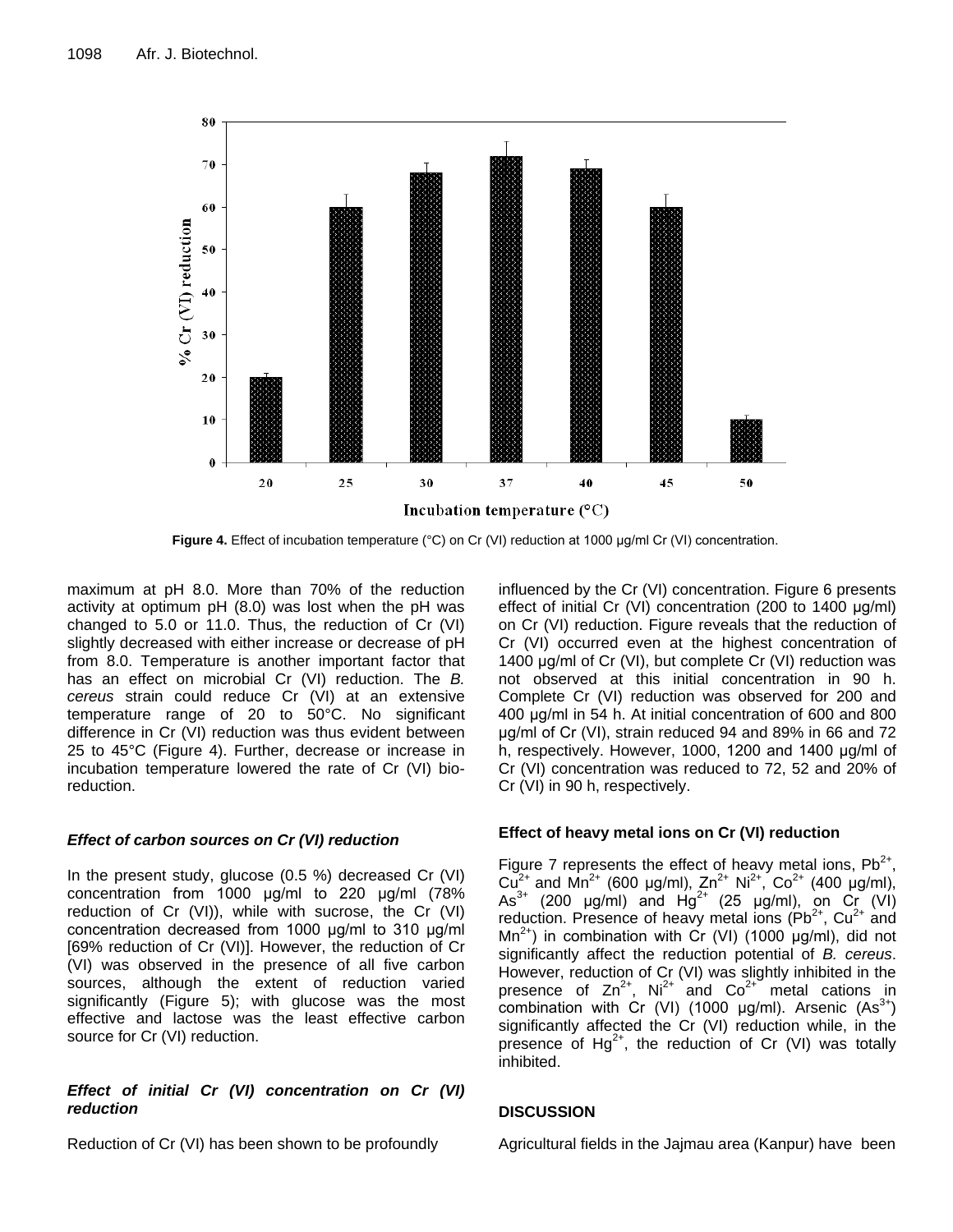Figure 4. Effect of incubation temperature (°C) on Cr (VI) reduction at 1000 µg/ml Cr (VI) concentration.

maximum at pH 8.0. More than 70% of the reduction activity at optimum pH (8.0) was lost when the pH was changed to 5.0 or 11.0. Thus, the reduction of Cr (VI) slightly decreased with either increase or decrease of pH from 8.0. Temperature is another important factor that has an effect on microbial Cr (VI) reduction. The *B. cereus* strain could reduce Cr (VI) at an extensive temperature range of 20 to 50°C. No significant difference in Cr (VI) reduction was thus evident between 25 to 45°C (Figure 4). Further, decrease or increase in incubation temperature lowered the rate of Cr (VI) bio-reduction.

### *Effect of carbon sources on Cr (VI) reduction*

In the present study, glucose (0.5 %) decreased Cr (VI) concentration from 1000 µg/ml to 220 µg/ml (78% reduction of Cr (VI)), while with sucrose, the Cr (VI) concentration decreased from 1000 µg/ml to 310 µg/ml [69% reduction of Cr (VI)]. However, the reduction of Cr (VI) was observed in the presence of all five carbon sources, although the extent of reduction varied significantly (Figure 5); with glucose was the most effective and lactose was the least effective carbon source for Cr (VI) reduction.

### *Effect of initial Cr (VI) concentration on Cr (VI) reduction*

Reduction of Cr (VI) has been shown to be profoundly influenced by the Cr (VI) concentration. Figure 6 presents effect of initial Cr (VI) concentration (200 to 1400 µg/ml) on Cr (VI) reduction. Figure reveals that the reduction of Cr (VI) occurred even at the highest concentration of 1400 µg/ml of Cr (VI), but complete Cr (VI) reduction was not observed at this initial concentration in 90 h. Complete Cr (VI) reduction was observed for 200 and 400 µg/ml in 54 h. At initial concentration of 600 and 800 µg/ml of Cr (VI), strain reduced 94 and 89% in 66 and 72 h, respectively. However, 1000, 1200 and 1400 µg/ml of Cr (VI) concentration was reduced to 72, 52 and 20% of Cr (VI) in 90 h, respectively.

### Effect of heavy metal ions on Cr (VI) reduction

Figure 7 represents the effect of heavy metal ions, $Pb^{2+}$, $Cu^{2+}$ and $Mn^{2+}$ (600 µg/ml), $Zn^{2+}$ $Ni^{2+}$, $Co^{2+}$ (400 µg/ml), $As^{3+}$ (200 µg/ml) and $Hg^{2+}$ (25 µg/ml), on Cr (VI) reduction. Presence of heavy metal ions ($Pb^{2+}$, $Cu^{2+}$ and $Mn^{2+}$) in combination with Cr (VI) (1000 µg/ml), did not significantly affect the reduction potential of *B. cereus*. However, reduction of Cr (VI) was slightly inhibited in the presence of $Zn^{2+}$, $Ni^{2+}$ and $Co^{2+}$ metal cations in combination with Cr (VI) (1000 µg/ml). Arsenic ($As^{3+}$) significantly affected the Cr (VI) reduction while, in the presence of $Hg^{2+}$, the reduction of Cr (VI) was totally inhibited.

## DISCUSSION

Agricultural fields in the Jajmau area (Kanpur) have been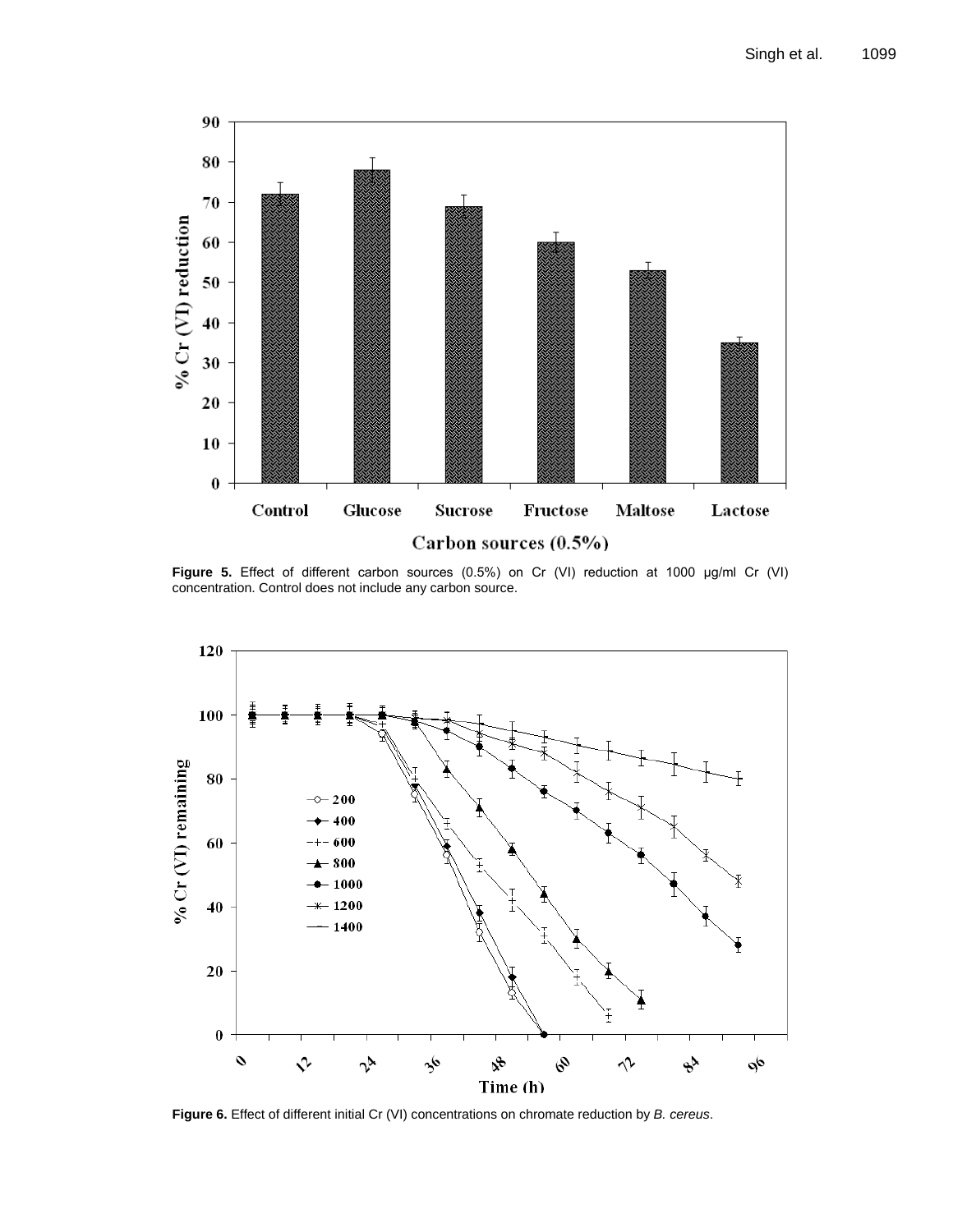Figure 5. Effect of different carbon sources (0.5%) on Cr (VI) reduction at 1000 μg/ml Cr (VI) concentration. Control does not include any carbon source.

Figure 6. Effect of different initial Cr (VI) concentrations on chromate reduction by *B. cereus*.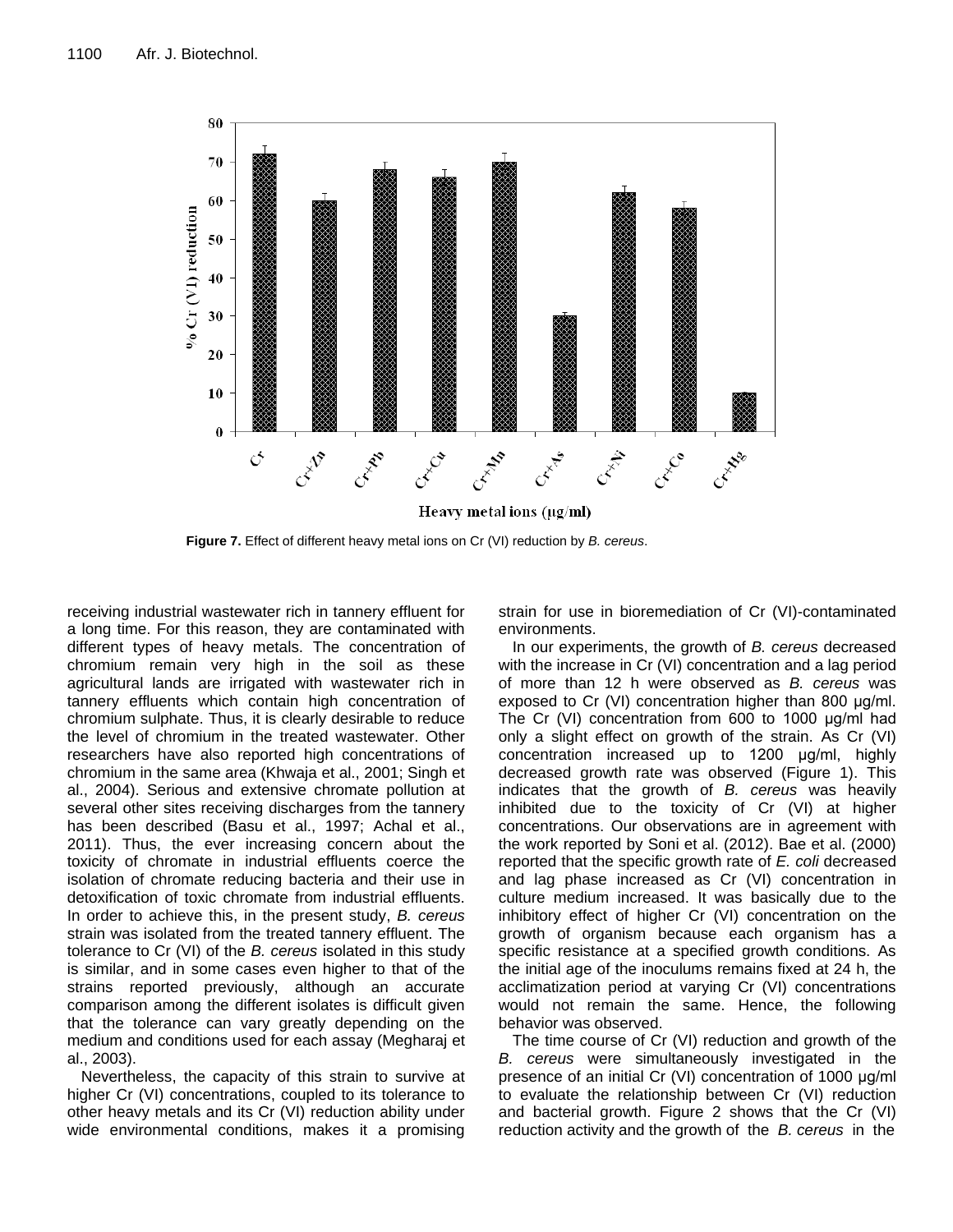**Figure 7.** Effect of different heavy metal ions on Cr (VI) reduction by *B. cereus*.

receiving industrial wastewater rich in tannery effluent for a long time. For this reason, they are contaminated with different types of heavy metals. The concentration of chromium remain very high in the soil as these agricultural lands are irrigated with wastewater rich in tannery effluents which contain high concentration of chromium sulphate. Thus, it is clearly desirable to reduce the level of chromium in the treated wastewater. Other researchers have also reported high concentrations of chromium in the same area (Khwaja et al., 2001; Singh et al., 2004). Serious and extensive chromate pollution at several other sites receiving discharges from the tannery has been described (Basu et al., 1997; Achal et al., 2011). Thus, the ever increasing concern about the toxicity of chromate in industrial effluents coerce the isolation of chromate reducing bacteria and their use in detoxification of toxic chromate from industrial effluents. In order to achieve this, in the present study, *B. cereus* strain was isolated from the treated tannery effluent. The tolerance to Cr (VI) of the *B. cereus* isolated in this study is similar, and in some cases even higher to that of the strains reported previously, although an accurate comparison among the different isolates is difficult given that the tolerance can vary greatly depending on the medium and conditions used for each assay (Megharaj et al., 2003).

Nevertheless, the capacity of this strain to survive at higher Cr (VI) concentrations, coupled to its tolerance to other heavy metals and its Cr (VI) reduction ability under wide environmental conditions, makes it a promising strain for use in bioremediation of Cr (VI)-contaminated environments.

In our experiments, the growth of *B. cereus* decreased with the increase in Cr (VI) concentration and a lag period of more than 12 h were observed as *B. cereus* was exposed to Cr (VI) concentration higher than 800 µg/ml. The Cr (VI) concentration from 600 to 1000 µg/ml had only a slight effect on growth of the strain. As Cr (VI) concentration increased up to 1200 µg/ml, highly decreased growth rate was observed (Figure 1). This indicates that the growth of *B. cereus* was heavily inhibited due to the toxicity of Cr (VI) at higher concentrations. Our observations are in agreement with the work reported by Soni et al. (2012). Bae et al. (2000) reported that the specific growth rate of *E. coli* decreased and lag phase increased as Cr (VI) concentration in culture medium increased. It was basically due to the inhibitory effect of higher Cr (VI) concentration on the growth of organism because each organism has a specific resistance at a specified growth conditions. As the initial age of the inoculums remains fixed at 24 h, the acclimatization period at varying Cr (VI) concentrations would not remain the same. Hence, the following behavior was observed.

The time course of Cr (VI) reduction and growth of the *B. cereus* were simultaneously investigated in the presence of an initial Cr (VI) concentration of 1000 µg/ml to evaluate the relationship between Cr (VI) reduction and bacterial growth. Figure 2 shows that the Cr (VI) reduction activity and the growth of the *B. cereus* in the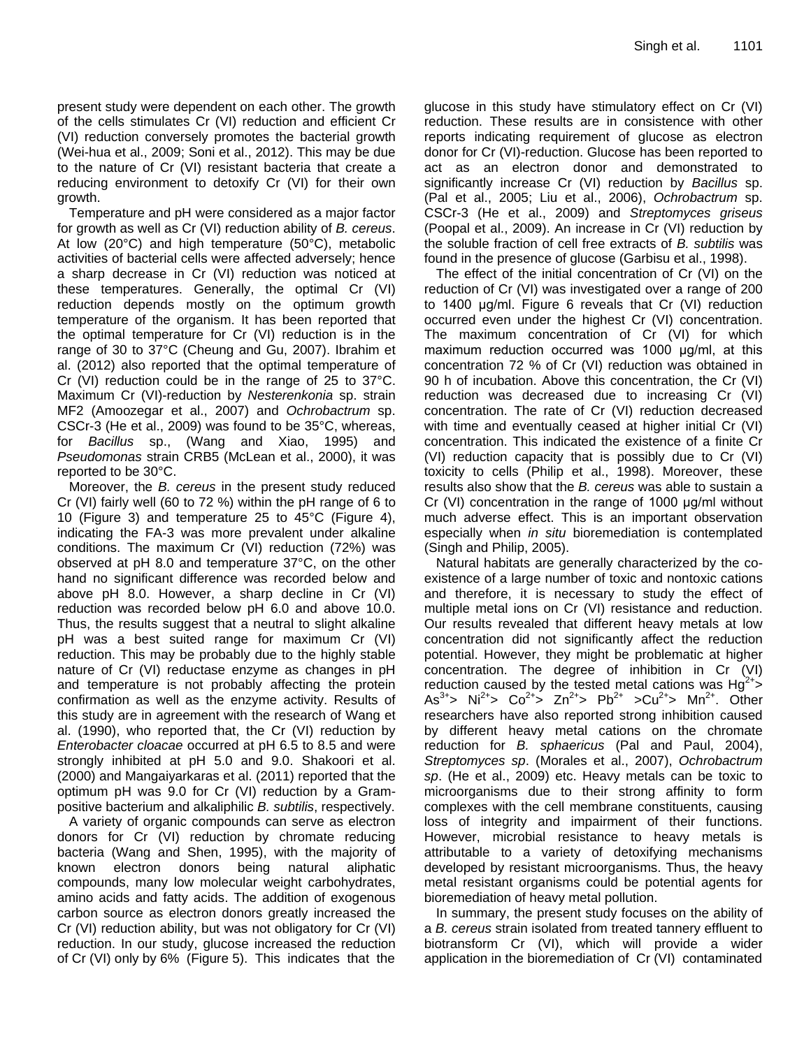present study were dependent on each other. The growth of the cells stimulates Cr (VI) reduction and efficient Cr (VI) reduction conversely promotes the bacterial growth (Wei-hua et al., 2009; Soni et al., 2012). This may be due to the nature of Cr (VI) resistant bacteria that create a reducing environment to detoxify Cr (VI) for their own growth.

Temperature and pH were considered as a major factor for growth as well as Cr (VI) reduction ability of *B. cereus*. At low (20°C) and high temperature (50°C), metabolic activities of bacterial cells were affected adversely; hence a sharp decrease in Cr (VI) reduction was noticed at these temperatures. Generally, the optimal Cr (VI) reduction depends mostly on the optimum growth temperature of the organism. It has been reported that the optimal temperature for Cr (VI) reduction is in the range of 30 to 37°C (Cheung and Gu, 2007). Ibrahim et al. (2012) also reported that the optimal temperature of Cr (VI) reduction could be in the range of 25 to 37°C. Maximum Cr (VI)-reduction by *Nesterenkonia* sp. strain MF2 (Amoozegar et al., 2007) and *Ochrobactrum* sp. CSCr-3 (He et al., 2009) was found to be 35°C, whereas, for *Bacillus* sp., (Wang and Xiao, 1995) and *Pseudomonas* strain CRB5 (McLean et al., 2000), it was reported to be 30°C.

Moreover, the *B. cereus* in the present study reduced Cr (VI) fairly well (60 to 72 %) within the pH range of 6 to 10 (Figure 3) and temperature 25 to 45°C (Figure 4), indicating the FA-3 was more prevalent under alkaline conditions. The maximum Cr (VI) reduction (72%) was observed at pH 8.0 and temperature 37°C, on the other hand no significant difference was recorded below and above pH 8.0. However, a sharp decline in Cr (VI) reduction was recorded below pH 6.0 and above 10.0. Thus, the results suggest that a neutral to slight alkaline pH was a best suited range for maximum Cr (VI) reduction. This may be probably due to the highly stable nature of Cr (VI) reductase enzyme as changes in pH and temperature is not probably affecting the protein confirmation as well as the enzyme activity. Results of this study are in agreement with the research of Wang et al. (1990), who reported that, the Cr (VI) reduction by *Enterobacter cloacae* occurred at pH 6.5 to 8.5 and were strongly inhibited at pH 5.0 and 9.0. Shakoori et al. (2000) and Mangaiyarkaras et al. (2011) reported that the optimum pH was 9.0 for Cr (VI) reduction by a Gram-positive bacterium and alkaliphilic *B. subtilis*, respectively.

A variety of organic compounds can serve as electron donors for Cr (VI) reduction by chromate reducing bacteria (Wang and Shen, 1995), with the majority of known electron donors being natural aliphatic compounds, many low molecular weight carbohydrates, amino acids and fatty acids. The addition of exogenous carbon source as electron donors greatly increased the Cr (VI) reduction ability, but was not obligatory for Cr (VI) reduction. In our study, glucose increased the reduction of Cr (VI) only by 6% (Figure 5). This indicates that the glucose in this study have stimulatory effect on Cr (VI) reduction. These results are in consistence with other reports indicating requirement of glucose as electron donor for Cr (VI)-reduction. Glucose has been reported to act as an electron donor and demonstrated to significantly increase Cr (VI) reduction by *Bacillus* sp. (Pal et al., 2005; Liu et al., 2006), *Ochrobactrum* sp. CSCr-3 (He et al., 2009) and *Streptomyces griseus* (Poopal et al., 2009). An increase in Cr (VI) reduction by the soluble fraction of cell free extracts of *B. subtilis* was found in the presence of glucose (Garbisu et al., 1998).

The effect of the initial concentration of Cr (VI) on the reduction of Cr (VI) was investigated over a range of 200 to 1400 µg/ml. Figure 6 reveals that Cr (VI) reduction occurred even under the highest Cr (VI) concentration. The maximum concentration of Cr (VI) for which maximum reduction occurred was 1000 µg/ml, at this concentration 72 % of Cr (VI) reduction was obtained in 90 h of incubation. Above this concentration, the Cr (VI) reduction was decreased due to increasing Cr (VI) concentration. The rate of Cr (VI) reduction decreased with time and eventually ceased at higher initial Cr (VI) concentration. This indicated the existence of a finite Cr (VI) reduction capacity that is possibly due to Cr (VI) toxicity to cells (Philip et al., 1998). Moreover, these results also show that the *B. cereus* was able to sustain a Cr (VI) concentration in the range of 1000 µg/ml without much adverse effect. This is an important observation especially when *in situ* bioremediation is contemplated (Singh and Philip, 2005).

Natural habitats are generally characterized by the co-existence of a large number of toxic and nontoxic cations and therefore, it is necessary to study the effect of multiple metal ions on Cr (VI) resistance and reduction. Our results revealed that different heavy metals at low concentration did not significantly affect the reduction potential. However, they might be problematic at higher concentration. The degree of inhibition in Cr (VI) reduction caused by the tested metal cations was $Hg^{2+} > As^{3+} > Ni^{2+} > Co^{2+} > Zn^{2+} > Pb^{2+} > Cu^{2+} > Mn^{2+}$. Other researchers have also reported strong inhibition caused by different heavy metal cations on the chromate reduction for *B. sphaericus* (Pal and Paul, 2004), *Streptomyces sp*. (Morales et al., 2007), *Ochrobactrum sp*. (He et al., 2009) etc. Heavy metals can be toxic to microorganisms due to their strong affinity to form complexes with the cell membrane constituents, causing loss of integrity and impairment of their functions. However, microbial resistance to heavy metals is attributable to a variety of detoxifying mechanisms developed by resistant microorganisms. Thus, the heavy metal resistant organisms could be potential agents for bioremediation of heavy metal pollution.

In summary, the present study focuses on the ability of a *B. cereus* strain isolated from treated tannery effluent to biotransform Cr (VI), which will provide a wider application in the bioremediation of Cr (VI) contaminated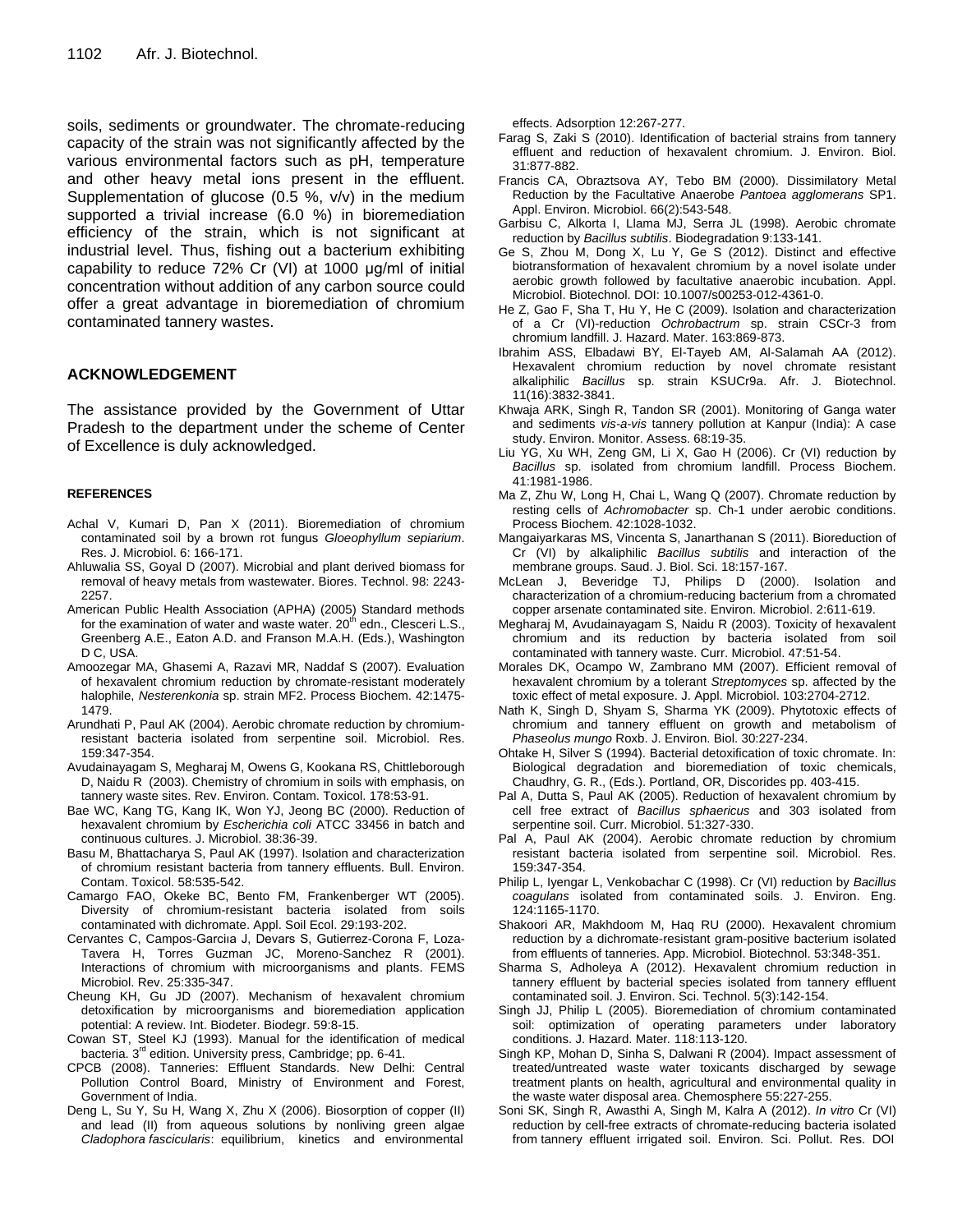soils, sediments or groundwater. The chromate-reducing capacity of the strain was not significantly affected by the various environmental factors such as pH, temperature and other heavy metal ions present in the effluent. Supplementation of glucose (0.5 %, v/v) in the medium supported a trivial increase (6.0 %) in bioremediation efficiency of the strain, which is not significant at industrial level. Thus, fishing out a bacterium exhibiting capability to reduce 72% Cr (VI) at 1000 µg/ml of initial concentration without addition of any carbon source could offer a great advantage in bioremediation of chromium contaminated tannery wastes.

## ACKNOWLEDGEMENT

The assistance provided by the Government of Uttar Pradesh to the department under the scheme of Center of Excellence is duly acknowledged.

## REFERENCES

Achal V, Kumari D, Pan X (2011). Bioremediation of chromium contaminated soil by a brown rot fungus *Gloeophyllum sepiarium*. Res. J. Microbiol. 6: 166-171.

Ahluwalia SS, Goyal D (2007). Microbial and plant derived biomass for removal of heavy metals from wastewater. Biores. Technol. 98: 2243-2257.

American Public Health Association (APHA) (2005) Standard methods for the examination of water and waste water. 20th edn., Clesceri L.S., Greenberg A.E., Eaton A.D. and Franson M.A.H. (Eds.), Washington D C, USA.

Amoozegar MA, Ghasemi A, Razavi MR, Naddaf S (2007). Evaluation of hexavalent chromium reduction by chromate-resistant moderately halophile, *Nesterenkonia* sp. strain MF2. Process Biochem. 42:1475-1479.

Arundhati P, Paul AK (2004). Aerobic chromate reduction by chromium-resistant bacteria isolated from serpentine soil. Microbiol. Res. 159:347-354.

Avudainayagam S, Megharaj M, Owens G, Kookana RS, Chittleborough D, Naidu R (2003). Chemistry of chromium in soils with emphasis, on tannery waste sites. Rev. Environ. Contam. Toxicol. 178:53-91.

Bae WC, Kang TG, Kang IK, Won YJ, Jeong BC (2000). Reduction of hexavalent chromium by *Escherichia coli* ATCC 33456 in batch and continuous cultures. J. Microbiol. 38:36-39.

Basu M, Bhattacharya S, Paul AK (1997). Isolation and characterization of chromium resistant bacteria from tannery effluents. Bull. Environ. Contam. Toxicol. 58:535-542.

Camargo FAO, Okeke BC, Bento FM, Frankenberger WT (2005). Diversity of chromium-resistant bacteria isolated from soils contaminated with dichromate. Appl. Soil Ecol. 29:193-202.

Cervantes C, Campos-Garciıa J, Devars S, Gutierrez-Corona F, Loza-Tavera H, Torres Guzman JC, Moreno-Sanchez R (2001). Interactions of chromium with microorganisms and plants. FEMS Microbiol. Rev. 25:335-347.

Cheung KH, Gu JD (2007). Mechanism of hexavalent chromium detoxification by microorganisms and bioremediation application potential: A review. Int. Biodeter. Biodegr. 59:8-15.

Cowan ST, Steel KJ (1993). Manual for the identification of medical bacteria. 3rd edition. University press, Cambridge; pp. 6-41.

CPCB (2008). Tanneries: Effluent Standards. New Delhi: Central Pollution Control Board, Ministry of Environment and Forest, Government of India.

Deng L, Su Y, Su H, Wang X, Zhu X (2006). Biosorption of copper (II) and lead (II) from aqueous solutions by nonliving green algae *Cladophora fascicularis*: equilibrium, kinetics and environmental effects. Adsorption 12:267-277.

Farag S, Zaki S (2010). Identification of bacterial strains from tannery effluent and reduction of hexavalent chromium. J. Environ. Biol. 31:877-882.

Francis CA, Obraztsova AY, Tebo BM (2000). Dissimilatory Metal Reduction by the Facultative Anaerobe *Pantoea agglomerans* SP1. Appl. Environ. Microbiol. 66(2):543-548.

Garbisu C, Alkorta I, Llama MJ, Serra JL (1998). Aerobic chromate reduction by *Bacillus subtilis*. Biodegradation 9:133-141.

Ge S, Zhou M, Dong X, Lu Y, Ge S (2012). Distinct and effective biotransformation of hexavalent chromium by a novel isolate under aerobic growth followed by facultative anaerobic incubation. Appl. Microbiol. Biotechnol. DOI: 10.1007/s00253-012-4361-0.

He Z, Gao F, Sha T, Hu Y, He C (2009). Isolation and characterization of a Cr (VI)-reduction *Ochrobactrum* sp. strain CSCr-3 from chromium landfill. J. Hazard. Mater. 163:869-873.

Ibrahim ASS, Elbadawi BY, El-Tayeb AM, Al-Salamah AA (2012). Hexavalent chromium reduction by novel chromate resistant alkaliphilic *Bacillus* sp. strain KSUCr9a. Afr. J. Biotechnol. 11(16):3832-3841.

Khwaja ARK, Singh R, Tandon SR (2001). Monitoring of Ganga water and sediments *vis-a-vis* tannery pollution at Kanpur (India): A case study. Environ. Monitor. Assess. 68:19-35.

Liu YG, Xu WH, Zeng GM, Li X, Gao H (2006). Cr (VI) reduction by *Bacillus* sp. isolated from chromium landfill. Process Biochem. 41:1981-1986.

Ma Z, Zhu W, Long H, Chai L, Wang Q (2007). Chromate reduction by resting cells of *Achromobacter* sp. Ch-1 under aerobic conditions. Process Biochem. 42:1028-1032.

Mangaiyarkaras MS, Vincenta S, Janarthanan S (2011). Bioreduction of Cr (VI) by alkaliphilic *Bacillus subtilis* and interaction of the membrane groups. Saud. J. Biol. Sci. 18:157-167.

McLean J, Beveridge TJ, Philips D (2000). Isolation and characterization of a chromium-reducing bacterium from a chromated copper arsenate contaminated site. Environ. Microbiol. 2:611-619.

Megharaj M, Avudainayagam S, Naidu R (2003). Toxicity of hexavalent chromium and its reduction by bacteria isolated from soil contaminated with tannery waste. Curr. Microbiol. 47:51-54.

Morales DK, Ocampo W, Zambrano MM (2007). Efficient removal of hexavalent chromium by a tolerant *Streptomyces* sp. affected by the toxic effect of metal exposure. J. Appl. Microbiol. 103:2704-2712.

Nath K, Singh D, Shyam S, Sharma YK (2009). Phytotoxic effects of chromium and tannery effluent on growth and metabolism of *Phaseolus mungo* Roxb. J. Environ. Biol. 30:227-234.

Ohtake H, Silver S (1994). Bacterial detoxification of toxic chromate. In: Biological degradation and bioremediation of toxic chemicals, Chaudhry, G. R., (Eds.). Portland, OR, Discorides pp. 403-415.

Pal A, Dutta S, Paul AK (2005). Reduction of hexavalent chromium by cell free extract of *Bacillus sphaericus* and 303 isolated from serpentine soil. Curr. Microbiol. 51:327-330.

Pal A, Paul AK (2004). Aerobic chromate reduction by chromium resistant bacteria isolated from serpentine soil. Microbiol. Res. 159:347-354.

Philip L, Iyengar L, Venkobachar C (1998). Cr (VI) reduction by *Bacillus coagulans* isolated from contaminated soils. J. Environ. Eng. 124:1165-1170.

Shakoori AR, Makhdoom M, Haq RU (2000). Hexavalent chromium reduction by a dichromate-resistant gram-positive bacterium isolated from effluents of tanneries. App. Microbiol. Biotechnol. 53:348-351.

Sharma S, Adholeya A (2012). Hexavalent chromium reduction in tannery effluent by bacterial species isolated from tannery effluent contaminated soil. J. Environ. Sci. Technol. 5(3):142-154.

Singh JJ, Philip L (2005). Bioremediation of chromium contaminated soil: optimization of operating parameters under laboratory conditions. J. Hazard. Mater. 118:113-120.

Singh KP, Mohan D, Sinha S, Dalwani R (2004). Impact assessment of treated/untreated waste water toxicants discharged by sewage treatment plants on health, agricultural and environmental quality in the waste water disposal area. Chemosphere 55:227-255.

Soni SK, Singh R, Awasthi A, Singh M, Kalra A (2012). *In vitro* Cr (VI) reduction by cell-free extracts of chromate-reducing bacteria isolated from tannery effluent irrigated soil. Environ. Sci. Pollut. Res. DOI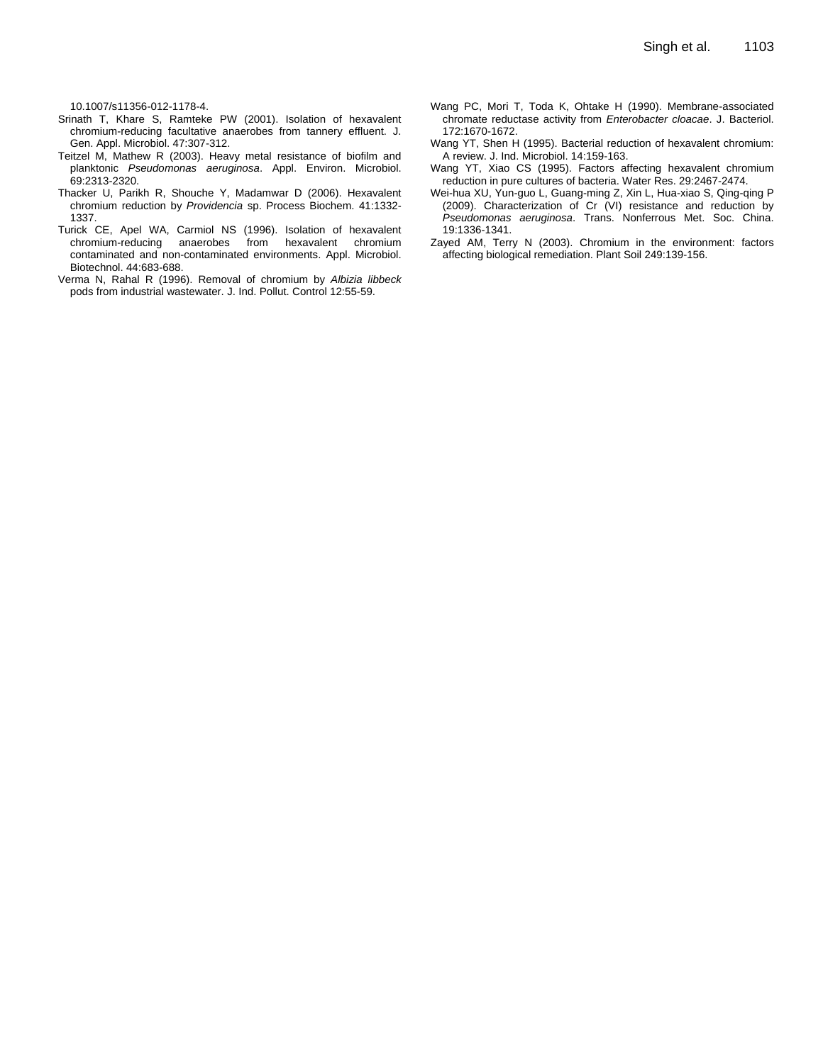10.1007/s11356-012-1178-4.

Srinath T, Khare S, Ramteke PW (2001). Isolation of hexavalent chromium-reducing facultative anaerobes from tannery effluent. J. Gen. Appl. Microbiol. 47:307-312.

Teitzel M, Mathew R (2003). Heavy metal resistance of biofilm and planktonic *Pseudomonas aeruginosa*. Appl. Environ. Microbiol. 69:2313-2320.

Thacker U, Parikh R, Shouche Y, Madamwar D (2006). Hexavalent chromium reduction by *Providencia* sp. Process Biochem. 41:1332-1337.

Turick CE, Apel WA, Carmiol NS (1996). Isolation of hexavalent chromium-reducing anaerobes from hexavalent chromium contaminated and non-contaminated environments. Appl. Microbiol. Biotechnol. 44:683-688.

Verma N, Rahal R (1996). Removal of chromium by *Albizia libbeck* pods from industrial wastewater. J. Ind. Pollut. Control 12:55-59.

Wang PC, Mori T, Toda K, Ohtake H (1990). Membrane-associated chromate reductase activity from *Enterobacter cloacae*. J. Bacteriol. 172:1670-1672.

Wang YT, Shen H (1995). Bacterial reduction of hexavalent chromium: A review. J. Ind. Microbiol. 14:159-163.

Wang YT, Xiao CS (1995). Factors affecting hexavalent chromium reduction in pure cultures of bacteria. Water Res. 29:2467-2474.

Wei-hua XU, Yun-guo L, Guang-ming Z, Xin L, Hua-xiao S, Qing-qing P (2009). Characterization of Cr (VI) resistance and reduction by *Pseudomonas aeruginosa*. Trans. Nonferrous Met. Soc. China. 19:1336-1341.

Zayed AM, Terry N (2003). Chromium in the environment: factors affecting biological remediation. Plant Soil 249:139-156.